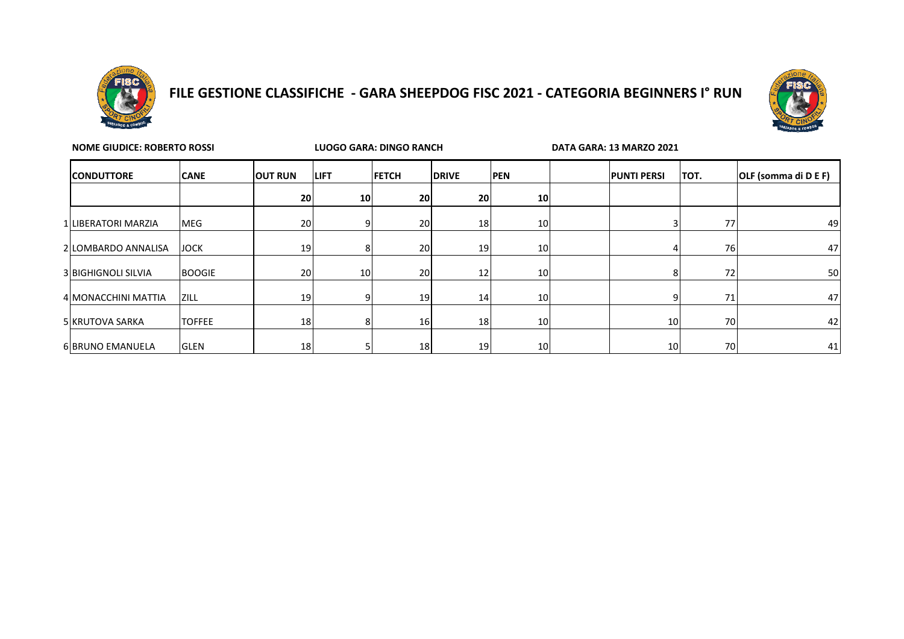# FILE GESTIONE CLASSIFICHE - GARA SHEEPDOG FISC 2021 - CATEGORIA BEGINNERS I° RUN

**NOME GIUDICE: ROBERTO ROSSI** **LUOGO GARA: DINGO RANCH** **DATA GARA: 13 MARZO 2021**

| | CONDUTTORE | CANE | OUT RUN | LIFT | FETCH | DRIVE | PEN | | PUNTI PERSI | TOT. | OLF (somma di D E F) |
|---|---|---|---|---|---|---|---|---|---|---|---|
| | | | **20** | **10** | **20** | **20** | **10** | | | | |
| 1 | LIBERATORI MARZIA | MEG | 20 | 9 | 20 | 18 | 10 | | 3 | 77 | 49 |
| 2 | LOMBARDO ANNALISA | JOCK | 19 | 8 | 20 | 19 | 10 | | 4 | 76 | 47 |
| 3 | BIGHIGNOLI SILVIA | BOOGIE | 20 | 10 | 20 | 12 | 10 | | 8 | 72 | 50 |
| 4 | MONACCHINI MATTIA | ZILL | 19 | 9 | 19 | 14 | 10 | | 9 | 71 | 47 |
| 5 | KRUTOVA SARKA | TOFFEE | 18 | 8 | 16 | 18 | 10 | | 10 | 70 | 42 |
| 6 | BRUNO EMANUELA | GLEN | 18 | 5 | 18 | 19 | 10 | | 10 | 70 | 41 |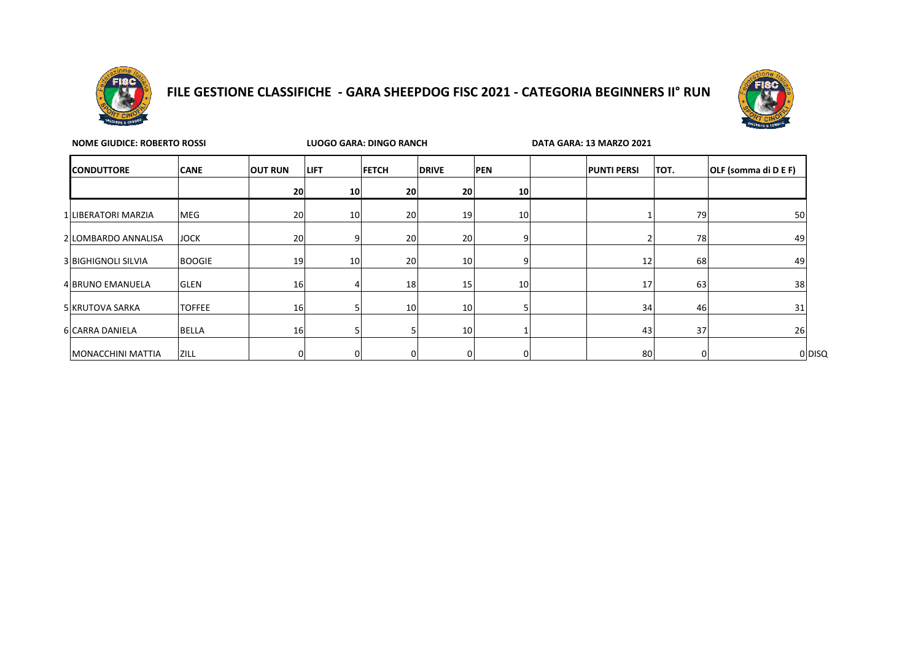# FILE GESTIONE CLASSIFICHE - GARA SHEEPDOG FISC 2021 - CATEGORIA BEGINNERS II° RUN

**NOME GIUDICE: ROBERTO ROSSI** **LUOGO GARA: DINGO RANCH** **DATA GARA: 13 MARZO 2021**

| | CONDUTTORE | CANE | OUT RUN | LIFT | FETCH | DRIVE | PEN | | PUNTI PERSI | TOT. | OLF (somma di D E F) | |
|---|---|---|---|---|---|---|---|---|---|---|---|---|
| | | | 20 | 10 | 20 | 20 | 10 | | | | | |
| 1 | LIBERATORI MARZIA | MEG | 20 | 10 | 20 | 19 | 10 | | 1 | 79 | 50 | |
| 2 | LOMBARDO ANNALISA | JOCK | 20 | 9 | 20 | 20 | 9 | | 2 | 78 | 49 | |
| 3 | BIGHIGNOLI SILVIA | BOOGIE | 19 | 10 | 20 | 10 | 9 | | 12 | 68 | 49 | |
| 4 | BRUNO EMANUELA | GLEN | 16 | 4 | 18 | 15 | 10 | | 17 | 63 | 38 | |
| 5 | KRUTOVA SARKA | TOFFEE | 16 | 5 | 10 | 10 | 5 | | 34 | 46 | 31 | |
| 6 | CARRA DANIELA | BELLA | 16 | 5 | 5 | 10 | 1 | | 43 | 37 | 26 | |
| | MONACCHINI MATTIA | ZILL | 0 | 0 | 0 | 0 | 0 | | 80 | 0 | 0 | DISQ |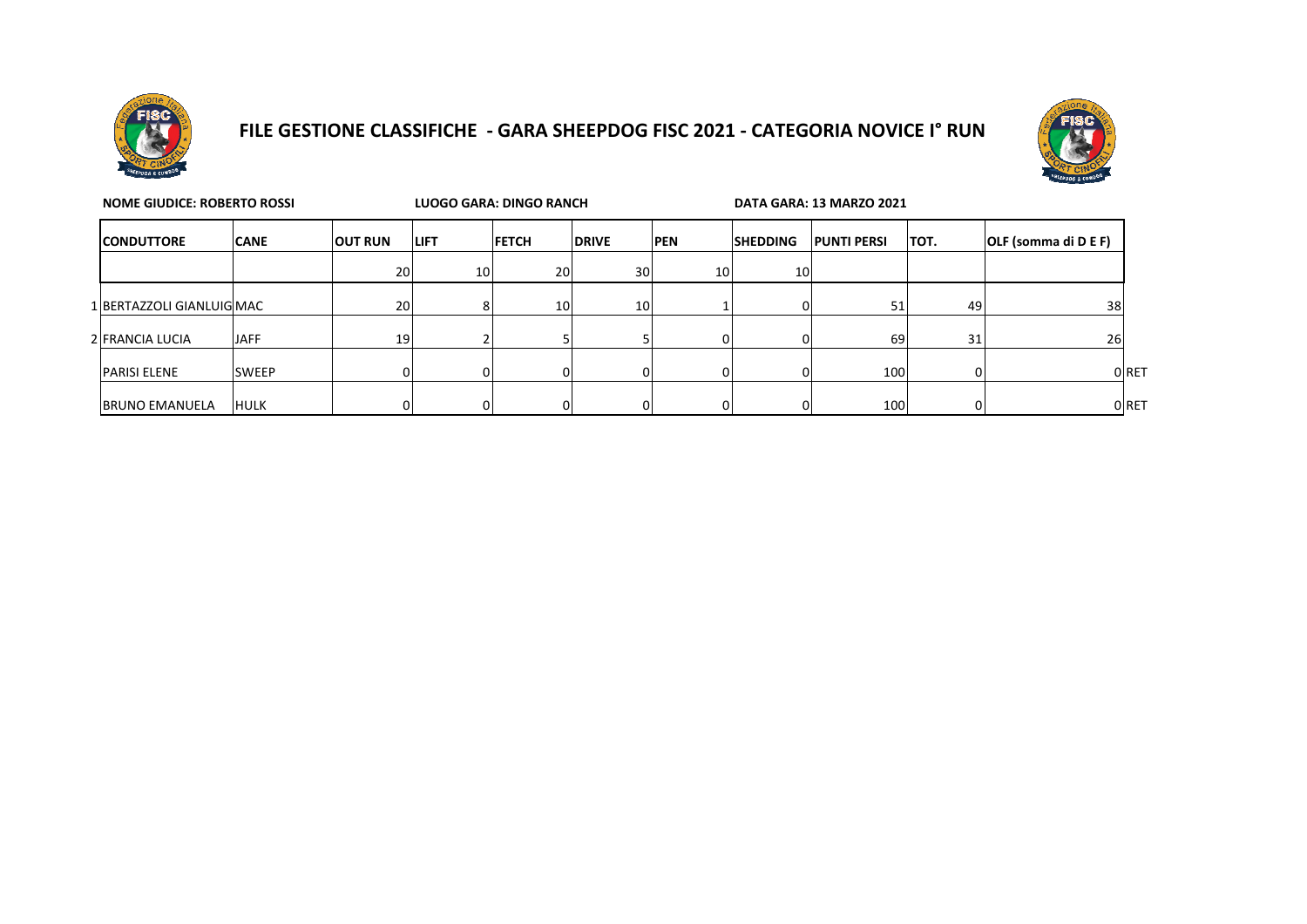# FILE GESTIONE CLASSIFICHE - GARA SHEEPDOG FISC 2021 - CATEGORIA NOVICE I° RUN

**NOME GIUDICE: ROBERTO ROSSI** **LUOGO GARA: DINGO RANCH** **DATA GARA: 13 MARZO 2021**

| | CONDUTTORE | CANE | OUT RUN | LIFT | FETCH | DRIVE | PEN | SHEDDING | PUNTI PERSI | TOT. | OLF (somma di D E F) | |
|---|---|---|---|---|---|---|---|---|---|---|---|---|
| | | | 20 | 10 | 20 | 30 | 10 | 10 | | | | |
| 1 | BERTAZZOLI GIANLUIG | MAC | 20 | 8 | 10 | 10 | 1 | 0 | 51 | 49 | 38 | |
| 2 | FRANCIA LUCIA | JAFF | 19 | 2 | 5 | 5 | 0 | 0 | 69 | 31 | 26 | |
| | PARISI ELENE | SWEEP | 0 | 0 | 0 | 0 | 0 | 0 | 100 | 0 | 0 | RET |
| | BRUNO EMANUELA | HULK | 0 | 0 | 0 | 0 | 0 | 0 | 100 | 0 | 0 | RET |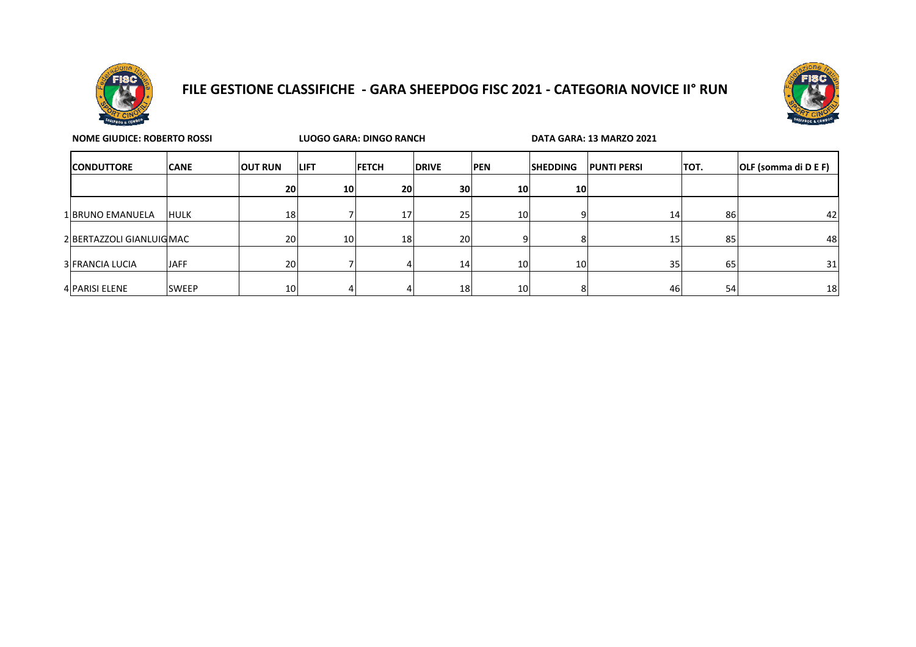# FILE GESTIONE CLASSIFICHE - GARA SHEEPDOG FISC 2021 - CATEGORIA NOVICE II° RUN

**NOME GIUDICE: ROBERTO ROSSI** **LUOGO GARA: DINGO RANCH** **DATA GARA: 13 MARZO 2021**

| | CONDUTTORE | CANE | OUT RUN | LIFT | FETCH | DRIVE | PEN | SHEDDING | PUNTI PERSI | TOT. | OLF (somma di D E F) |
|---|---|---|---|---|---|---|---|---|---|---|---|
| | | | 20 | 10 | 20 | 30 | 10 | 10 | | | |
| 1 | BRUNO EMANUELA | HULK | 18 | 7 | 17 | 25 | 10 | 9 | 14 | 86 | 42 |
| 2 | BERTAZZOLI GIANLUIG | MAC | 20 | 10 | 18 | 20 | 9 | 8 | 15 | 85 | 48 |
| 3 | FRANCIA LUCIA | JAFF | 20 | 7 | 4 | 14 | 10 | 10 | 35 | 65 | 31 |
| 4 | PARISI ELENE | SWEEP | 10 | 4 | 4 | 18 | 10 | 8 | 46 | 54 | 18 |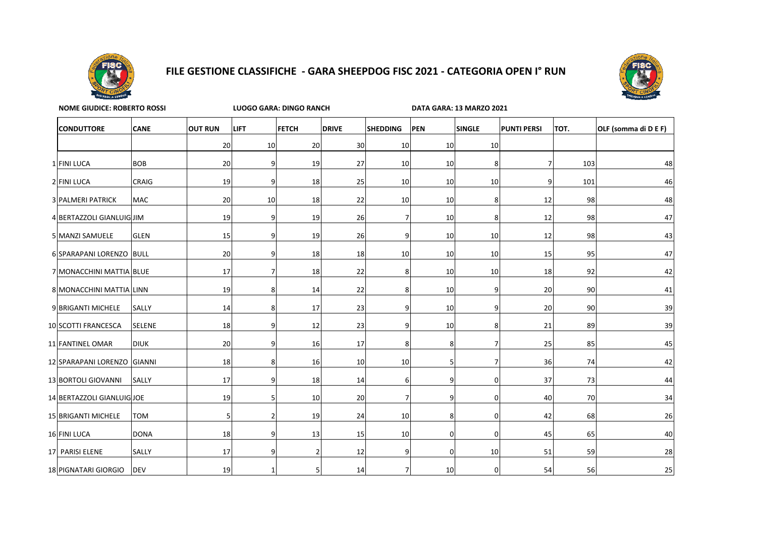# FILE GESTIONE CLASSIFICHE - GARA SHEEPDOG FISC 2021 - CATEGORIA OPEN I° RUN

**NOME GIUDICE: ROBERTO ROSSI** **LUOGO GARA: DINGO RANCH** **DATA GARA: 13 MARZO 2021**

| | CONDUTTORE | CANE | OUT RUN | LIFT | FETCH | DRIVE | SHEDDING | PEN | SINGLE | PUNTI PERSI | TOT. | OLF (somma di D E F) |
|---|---|---|---|---|---|---|---|---|---|---|---|---|
| | | | 20 | 10 | 20 | 30 | 10 | 10 | 10 | | | |
| 1 | FINI LUCA | BOB | 20 | 9 | 19 | 27 | 10 | 10 | 8 | 7 | 103 | 48 |
| 2 | FINI LUCA | CRAIG | 19 | 9 | 18 | 25 | 10 | 10 | 10 | 9 | 101 | 46 |
| 3 | PALMERI PATRICK | MAC | 20 | 10 | 18 | 22 | 10 | 10 | 8 | 12 | 98 | 48 |
| 4 | BERTAZZOLI GIANLUIGI | JIM | 19 | 9 | 19 | 26 | 7 | 10 | 8 | 12 | 98 | 47 |
| 5 | MANZI SAMUELE | GLEN | 15 | 9 | 19 | 26 | 9 | 10 | 10 | 12 | 98 | 43 |
| 6 | SPARAPANI LORENZO | BULL | 20 | 9 | 18 | 18 | 10 | 10 | 10 | 15 | 95 | 47 |
| 7 | MONACCHINI MATTIA | BLUE | 17 | 7 | 18 | 22 | 8 | 10 | 10 | 18 | 92 | 42 |
| 8 | MONACCHINI MATTIA | LINN | 19 | 8 | 14 | 22 | 8 | 10 | 9 | 20 | 90 | 41 |
| 9 | BRIGANTI MICHELE | SALLY | 14 | 8 | 17 | 23 | 9 | 10 | 9 | 20 | 90 | 39 |
| 10 | SCOTTI FRANCESCA | SELENE | 18 | 9 | 12 | 23 | 9 | 10 | 8 | 21 | 89 | 39 |
| 11 | FANTINEL OMAR | DIUK | 20 | 9 | 16 | 17 | 8 | 8 | 7 | 25 | 85 | 45 |
| 12 | SPARAPANI LORENZO | GIANNI | 18 | 8 | 16 | 10 | 10 | 5 | 7 | 36 | 74 | 42 |
| 13 | BORTOLI GIOVANNI | SALLY | 17 | 9 | 18 | 14 | 6 | 9 | 0 | 37 | 73 | 44 |
| 14 | BERTAZZOLI GIANLUIGI | JOE | 19 | 5 | 10 | 20 | 7 | 9 | 0 | 40 | 70 | 34 |
| 15 | BRIGANTI MICHELE | TOM | 5 | 2 | 19 | 24 | 10 | 8 | 0 | 42 | 68 | 26 |
| 16 | FINI LUCA | DONA | 18 | 9 | 13 | 15 | 10 | 0 | 0 | 45 | 65 | 40 |
| 17 | PARISI ELENE | SALLY | 17 | 9 | 2 | 12 | 9 | 0 | 10 | 51 | 59 | 28 |
| 18 | PIGNATARI GIORGIO | DEV | 19 | 1 | 5 | 14 | 7 | 10 | 0 | 54 | 56 | 25 |